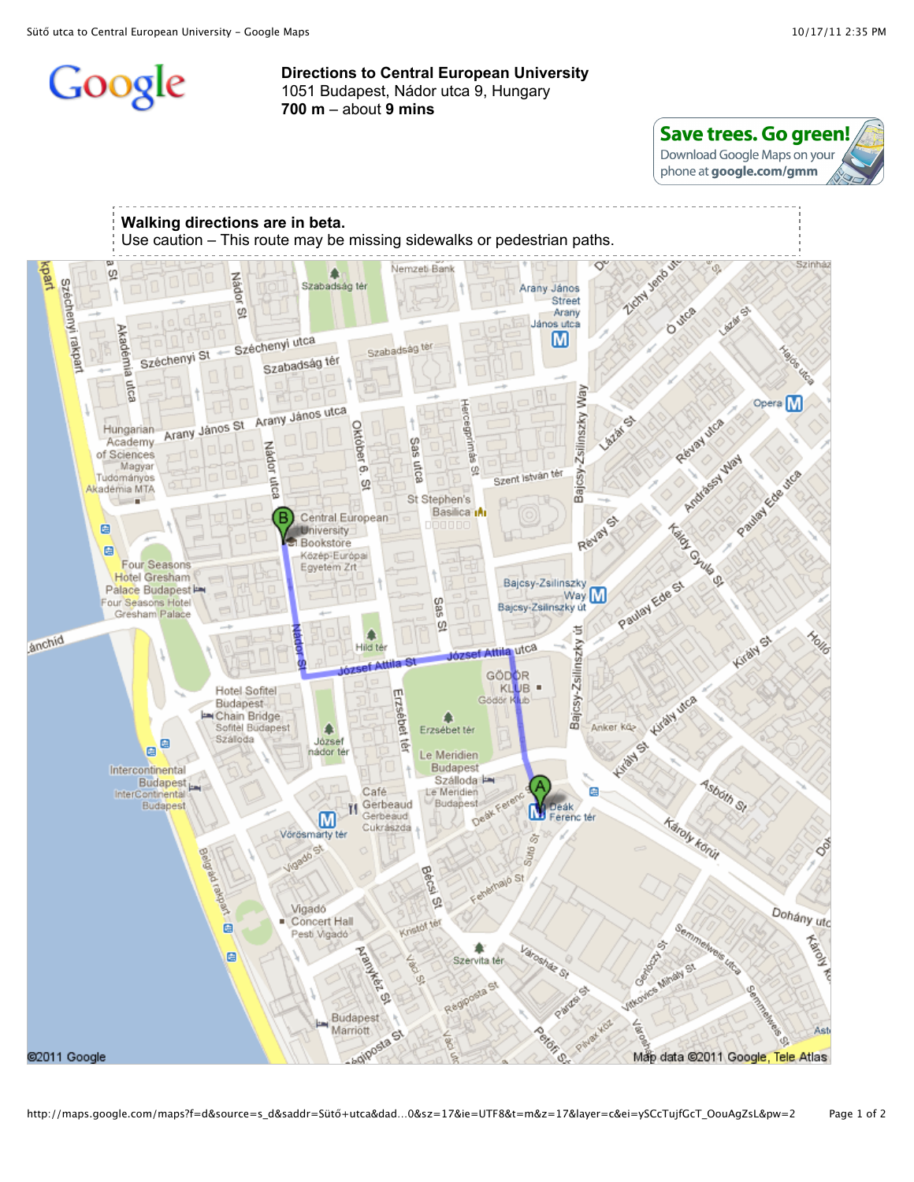# Directions to Central European University

1051 Budapest, Nádor utca 9, Hungary

**700 m** – about **9 mins**

**Save trees. Go green!**
Download Google Maps on your phone at **google.com/gmm**

**Walking directions are in beta.**
Use caution – This route may be missing sidewalks or pedestrian paths.

©2011 Google

Map data ©2011 Google, Tele Atlas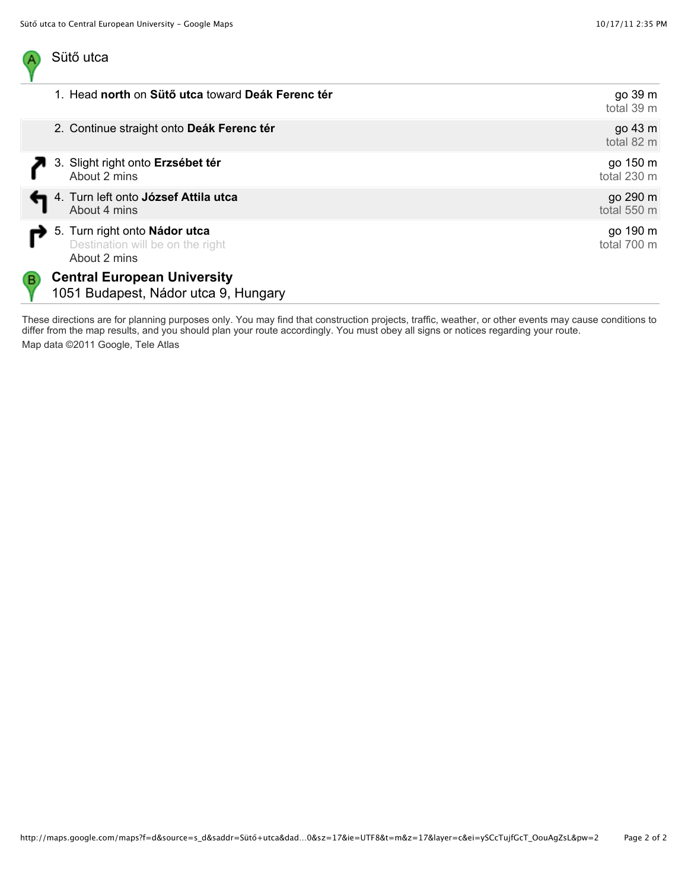**A** Sütő utca

| | | |
| --- | --- | --- |
| 1. | Head **north** on **Sütő utca** toward **Deák Ferenc tér** | go 39 m<br>total 39 m |
| 2. | Continue straight onto **Deák Ferenc tér** | go 43 m<br>total 82 m |
| 3. | Slight right onto **Erzsébet tér**<br>About 2 mins | go 150 m<br>total 230 m |
| 4. | Turn left onto **József Attila utca**<br>About 4 mins | go 290 m<br>total 550 m |
| 5. | Turn right onto **Nádor utca**<br>Destination will be on the right<br>About 2 mins | go 190 m<br>total 700 m |

**B** **Central European University**
1051 Budapest, Nádor utca 9, Hungary

These directions are for planning purposes only. You may find that construction projects, traffic, weather, or other events may cause conditions to differ from the map results, and you should plan your route accordingly. You must obey all signs or notices regarding your route.

Map data ©2011 Google, Tele Atlas